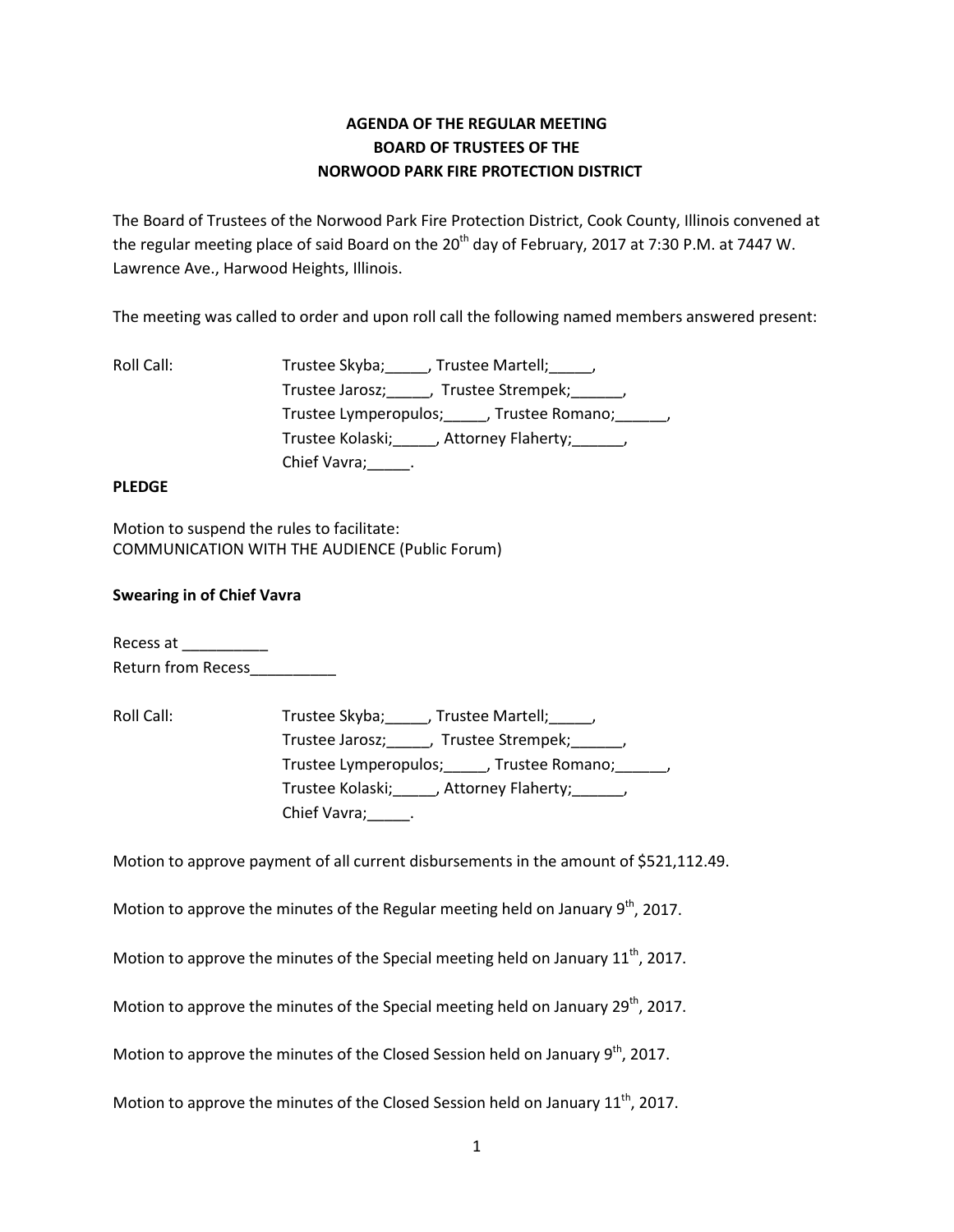# AGENDA OF THE REGULAR MEETING
# BOARD OF TRUSTEES OF THE
# NORWOOD PARK FIRE PROTECTION DISTRICT

The Board of Trustees of the Norwood Park Fire Protection District, Cook County, Illinois convened at the regular meeting place of said Board on the 20th day of February, 2017 at 7:30 P.M. at 7447 W. Lawrence Ave., Harwood Heights, Illinois.

The meeting was called to order and upon roll call the following named members answered present:

Roll Call: Trustee Skyba;_____, Trustee Martell;_____,
Trustee Jarosz;_____, Trustee Strempek;______,
Trustee Lymperopulos;_____, Trustee Romano;______,
Trustee Kolaski;_____, Attorney Flaherty;______,
Chief Vavra;_____.

**PLEDGE**

Motion to suspend the rules to facilitate:
COMMUNICATION WITH THE AUDIENCE (Public Forum)

**Swearing in of Chief Vavra**

Recess at __________
Return from Recess__________

Roll Call: Trustee Skyba;_____, Trustee Martell;_____,
Trustee Jarosz;_____, Trustee Strempek;______,
Trustee Lymperopulos;_____, Trustee Romano;______,
Trustee Kolaski;_____, Attorney Flaherty;______,
Chief Vavra;_____.

Motion to approve payment of all current disbursements in the amount of $521,112.49.

Motion to approve the minutes of the Regular meeting held on January 9th, 2017.

Motion to approve the minutes of the Special meeting held on January 11th, 2017.

Motion to approve the minutes of the Special meeting held on January 29th, 2017.

Motion to approve the minutes of the Closed Session held on January 9th, 2017.

Motion to approve the minutes of the Closed Session held on January 11th, 2017.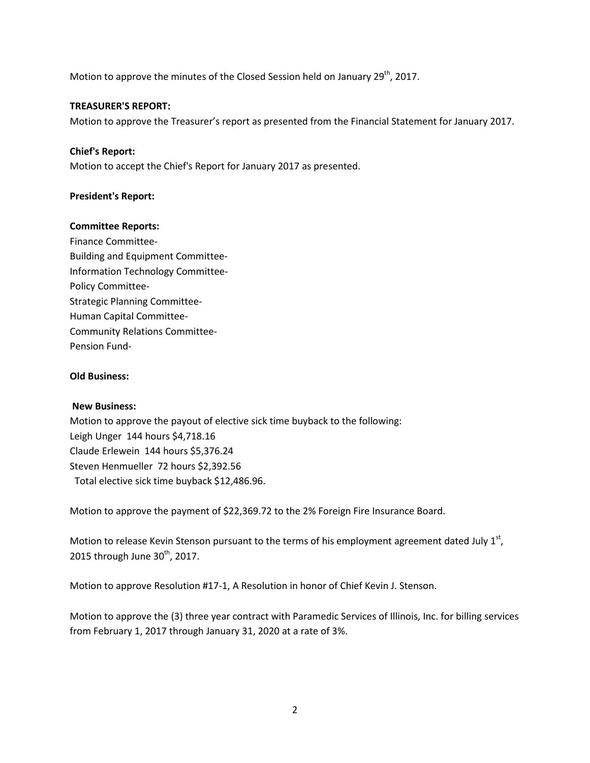Motion to approve the minutes of the Closed Session held on January 29th, 2017.

**TREASURER'S REPORT:**

Motion to approve the Treasurer's report as presented from the Financial Statement for January 2017.

**Chief's Report:**

Motion to accept the Chief's Report for January 2017 as presented.

**President's Report:**

**Committee Reports:**

Finance Committee-
Building and Equipment Committee-
Information Technology Committee-
Policy Committee-
Strategic Planning Committee-
Human Capital Committee-
Community Relations Committee-
Pension Fund-

**Old Business:**

**New Business:**

Motion to approve the payout of elective sick time buyback to the following:
Leigh Unger 144 hours $4,718.16
Claude Erlewein 144 hours $5,376.24
Steven Henmueller 72 hours $2,392.56
Total elective sick time buyback $12,486.96.

Motion to approve the payment of $22,369.72 to the 2% Foreign Fire Insurance Board.

Motion to release Kevin Stenson pursuant to the terms of his employment agreement dated July 1st, 2015 through June 30th, 2017.

Motion to approve Resolution #17-1, A Resolution in honor of Chief Kevin J. Stenson.

Motion to approve the (3) three year contract with Paramedic Services of Illinois, Inc. for billing services from February 1, 2017 through January 31, 2020 at a rate of 3%.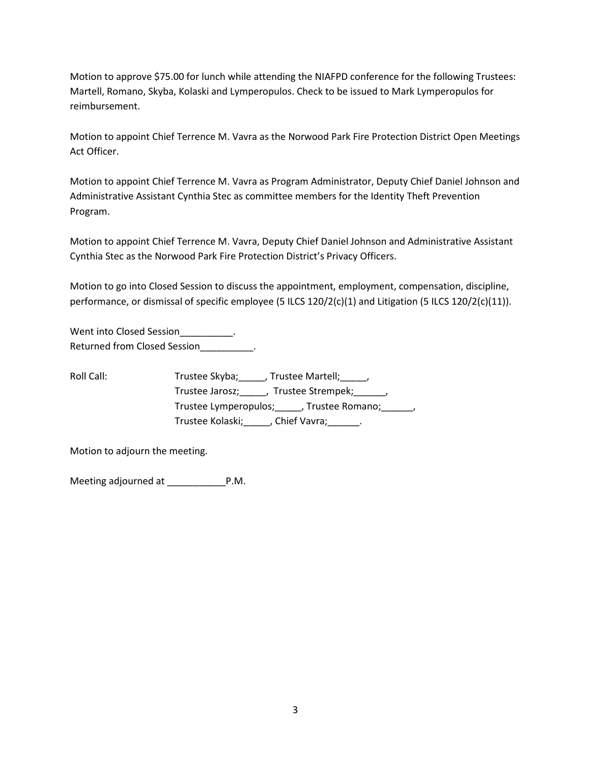Motion to approve $75.00 for lunch while attending the NIAFPD conference for the following Trustees: Martell, Romano, Skyba, Kolaski and Lymperopulos. Check to be issued to Mark Lymperopulos for reimbursement.

Motion to appoint Chief Terrence M. Vavra as the Norwood Park Fire Protection District Open Meetings Act Officer.

Motion to appoint Chief Terrence M. Vavra as Program Administrator, Deputy Chief Daniel Johnson and Administrative Assistant Cynthia Stec as committee members for the Identity Theft Prevention Program.

Motion to appoint Chief Terrence M. Vavra, Deputy Chief Daniel Johnson and Administrative Assistant Cynthia Stec as the Norwood Park Fire Protection District's Privacy Officers.

Motion to go into Closed Session to discuss the appointment, employment, compensation, discipline, performance, or dismissal of specific employee (5 ILCS 120/2(c)(1) and Litigation (5 ILCS 120/2(c)(11)).

Went into Closed Session__________.
Returned from Closed Session__________.

Roll Call: Trustee Skyba;_____, Trustee Martell;_____,
Trustee Jarosz;_____, Trustee Strempek;______,
Trustee Lymperopulos;_____, Trustee Romano;______,
Trustee Kolaski;_____, Chief Vavra;______.

Motion to adjourn the meeting.

Meeting adjourned at ___________P.M.